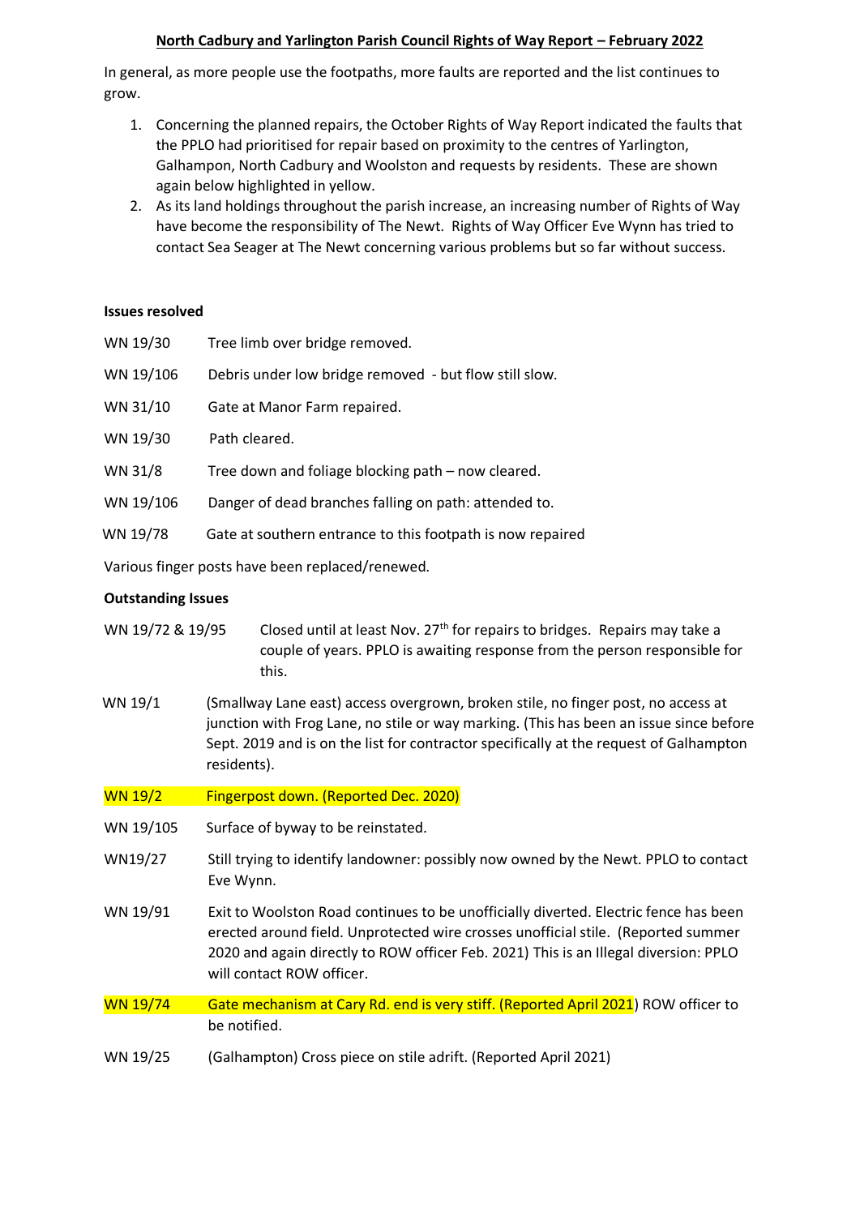# North Cadbury and Yarlington Parish Council Rights of Way Report – February 2022

In general, as more people use the footpaths, more faults are reported and the list continues to grow.

1. Concerning the planned repairs, the October Rights of Way Report indicated the faults that the PPLO had prioritised for repair based on proximity to the centres of Yarlington, Galhampon, North Cadbury and Woolston and requests by residents. These are shown again below highlighted in yellow.
2. As its land holdings throughout the parish increase, an increasing number of Rights of Way have become the responsibility of The Newt. Rights of Way Officer Eve Wynn has tried to contact Sea Seager at The Newt concerning various problems but so far without success.

**Issues resolved**

| | |
|---|---|
| WN 19/30 | Tree limb over bridge removed. |
| WN 19/106 | Debris under low bridge removed - but flow still slow. |
| WN 31/10 | Gate at Manor Farm repaired. |
| WN 19/30 | Path cleared. |
| WN 31/8 | Tree down and foliage blocking path – now cleared. |
| WN 19/106 | Danger of dead branches falling on path: attended to. |
| WN 19/78 | Gate at southern entrance to this footpath is now repaired |

Various finger posts have been replaced/renewed.

**Outstanding Issues**

| | |
|---|---|
| WN 19/72 & 19/95 | Closed until at least Nov. 27th for repairs to bridges. Repairs may take a couple of years. PPLO is awaiting response from the person responsible for this. |
| WN 19/1 | (Smallway Lane east) access overgrown, broken stile, no finger post, no access at junction with Frog Lane, no stile or way marking. (This has been an issue since before Sept. 2019 and is on the list for contractor specifically at the request of Galhampton residents). |
| WN 19/2 | Fingerpost down. (Reported Dec. 2020) |
| WN 19/105 | Surface of byway to be reinstated. |
| WN19/27 | Still trying to identify landowner: possibly now owned by the Newt. PPLO to contact Eve Wynn. |
| WN 19/91 | Exit to Woolston Road continues to be unofficially diverted. Electric fence has been erected around field. Unprotected wire crosses unofficial stile. (Reported summer 2020 and again directly to ROW officer Feb. 2021) This is an Illegal diversion: PPLO will contact ROW officer. |
| WN 19/74 | Gate mechanism at Cary Rd. end is very stiff. (Reported April 2021) ROW officer to be notified. |
| WN 19/25 | (Galhampton) Cross piece on stile adrift. (Reported April 2021) |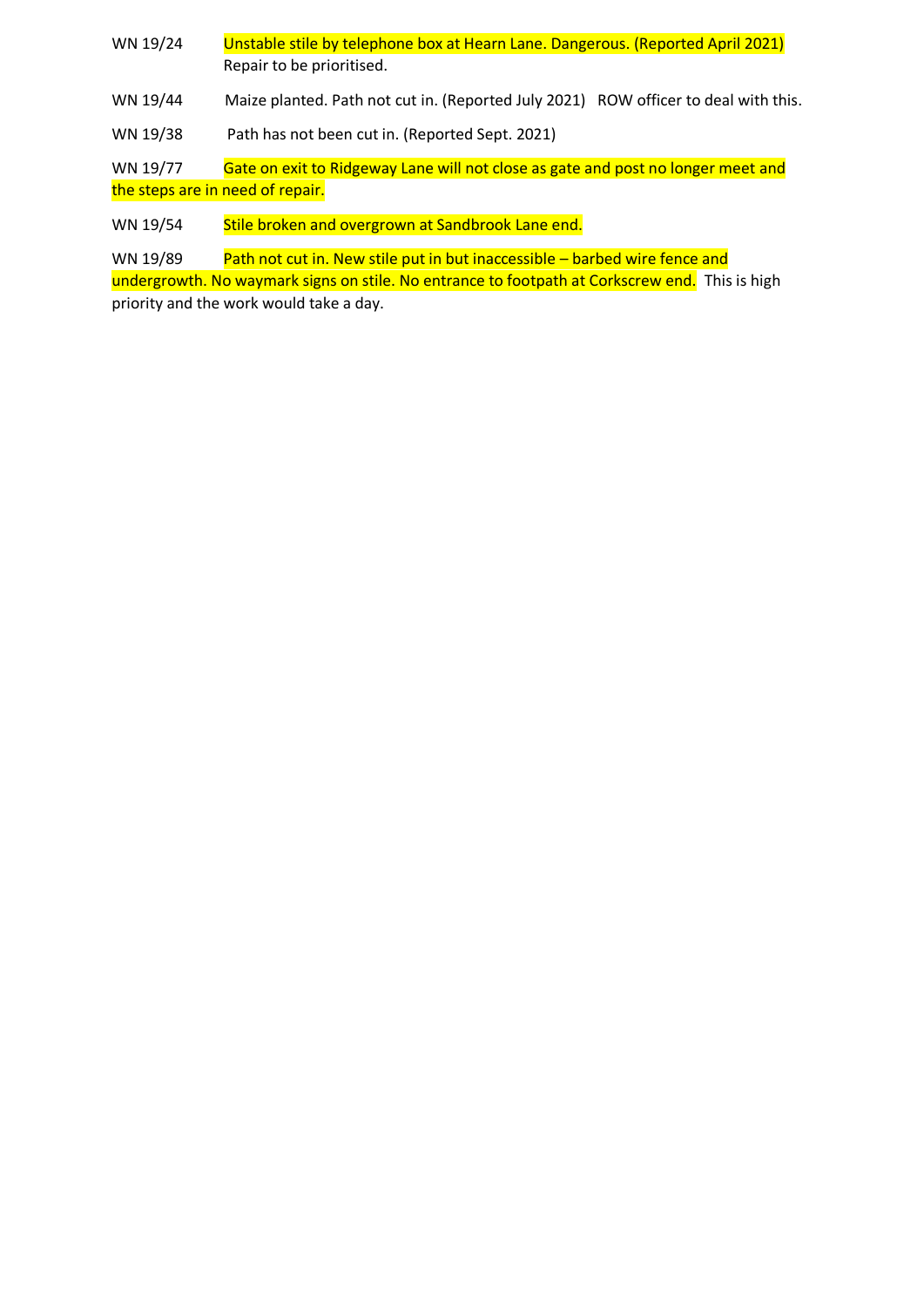WN 19/24 Unstable stile by telephone box at Hearn Lane. Dangerous. (Reported April 2021) Repair to be prioritised.

WN 19/44 Maize planted. Path not cut in. (Reported July 2021) ROW officer to deal with this.

WN 19/38 Path has not been cut in. (Reported Sept. 2021)

WN 19/77 Gate on exit to Ridgeway Lane will not close as gate and post no longer meet and the steps are in need of repair.

WN 19/54 Stile broken and overgrown at Sandbrook Lane end.

WN 19/89 Path not cut in. New stile put in but inaccessible – barbed wire fence and undergrowth. No waymark signs on stile. No entrance to footpath at Corkscrew end. This is high priority and the work would take a day.